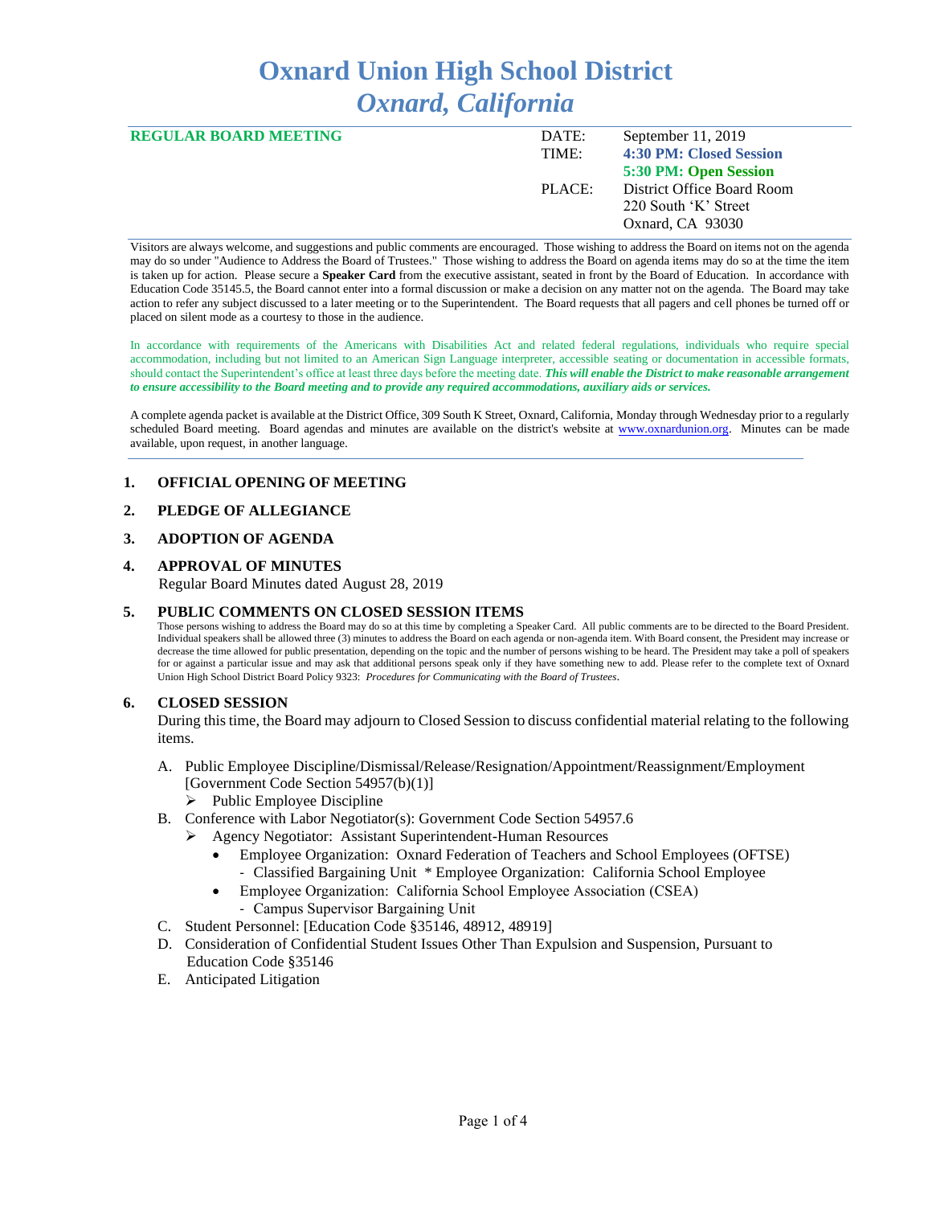# Oxnard Union High School District
## *Oxnard, California*

| | | |
|---|---|---|
| **REGULAR BOARD MEETING** | DATE: | September 11, 2019 |
| | TIME: | **4:30 PM: Closed Session** |
| | | **5:30 PM: Open Session** |
| | PLACE: | District Office Board Room |
| | | 220 South 'K' Street |
| | | Oxnard, CA 93030 |

Visitors are always welcome, and suggestions and public comments are encouraged. Those wishing to address the Board on items not on the agenda may do so under "Audience to Address the Board of Trustees." Those wishing to address the Board on agenda items may do so at the time the item is taken up for action. Please secure a **Speaker Card** from the executive assistant, seated in front by the Board of Education. In accordance with Education Code 35145.5, the Board cannot enter into a formal discussion or make a decision on any matter not on the agenda. The Board may take action to refer any subject discussed to a later meeting or to the Superintendent. The Board requests that all pagers and cell phones be turned off or placed on silent mode as a courtesy to those in the audience.

In accordance with requirements of the Americans with Disabilities Act and related federal regulations, individuals who require special accommodation, including but not limited to an American Sign Language interpreter, accessible seating or documentation in accessible formats, should contact the Superintendent's office at least three days before the meeting date. ***This will enable the District to make reasonable arrangement to ensure accessibility to the Board meeting and to provide any required accommodations, auxiliary aids or services.***

A complete agenda packet is available at the District Office, 309 South K Street, Oxnard, California, Monday through Wednesday prior to a regularly scheduled Board meeting. Board agendas and minutes are available on the district's website at www.oxnardunion.org. Minutes can be made available, upon request, in another language.

1. **OFFICIAL OPENING OF MEETING**

2. **PLEDGE OF ALLEGIANCE**

3. **ADOPTION OF AGENDA**

4. **APPROVAL OF MINUTES**
   Regular Board Minutes dated August 28, 2019

5. **PUBLIC COMMENTS ON CLOSED SESSION ITEMS**
   Those persons wishing to address the Board may do so at this time by completing a Speaker Card. All public comments are to be directed to the Board President. Individual speakers shall be allowed three (3) minutes to address the Board on each agenda or non-agenda item. With Board consent, the President may increase or decrease the time allowed for public presentation, depending on the topic and the number of persons wishing to be heard. The President may take a poll of speakers for or against a particular issue and may ask that additional persons speak only if they have something new to add. Please refer to the complete text of Oxnard Union High School District Board Policy 9323: *Procedures for Communicating with the Board of Trustees*.

6. **CLOSED SESSION**
   During this time, the Board may adjourn to Closed Session to discuss confidential material relating to the following items.

   A. Public Employee Discipline/Dismissal/Release/Resignation/Appointment/Reassignment/Employment [Government Code Section 54957(b)(1)]
      - Public Employee Discipline

   B. Conference with Labor Negotiator(s): Government Code Section 54957.6
      - Agency Negotiator: Assistant Superintendent-Human Resources
         - Employee Organization: Oxnard Federation of Teachers and School Employees (OFTSE)
           - Classified Bargaining Unit * Employee Organization: California School Employee
         - Employee Organization: California School Employee Association (CSEA)
           - Campus Supervisor Bargaining Unit

   C. Student Personnel: [Education Code §35146, 48912, 48919]

   D. Consideration of Confidential Student Issues Other Than Expulsion and Suspension, Pursuant to Education Code §35146

   E. Anticipated Litigation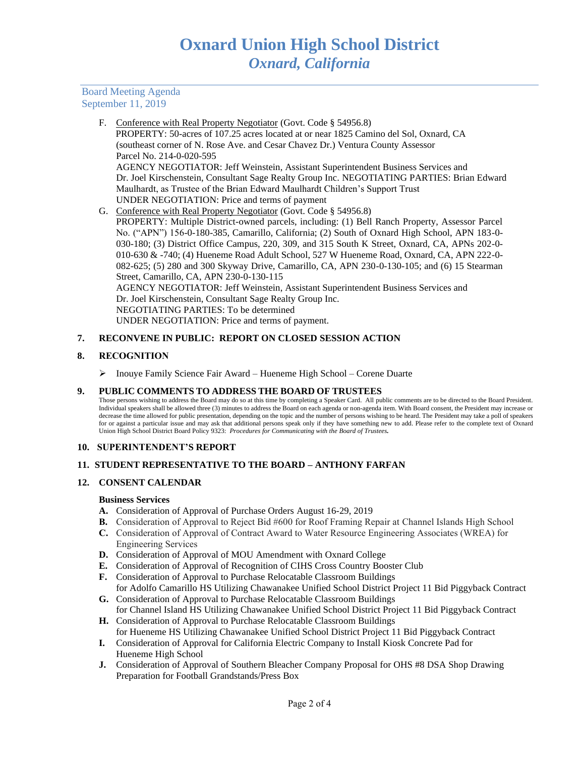F. Conference with Real Property Negotiator (Govt. Code § 54956.8)
PROPERTY: 50-acres of 107.25 acres located at or near 1825 Camino del Sol, Oxnard, CA (southeast corner of N. Rose Ave. and Cesar Chavez Dr.) Ventura County Assessor Parcel No. 214-0-020-595
AGENCY NEGOTIATOR: Jeff Weinstein, Assistant Superintendent Business Services and Dr. Joel Kirschenstein, Consultant Sage Realty Group Inc. NEGOTIATING PARTIES: Brian Edward Maulhardt, as Trustee of the Brian Edward Maulhardt Children's Support Trust
UNDER NEGOTIATION: Price and terms of payment

G. Conference with Real Property Negotiator (Govt. Code § 54956.8)
PROPERTY: Multiple District-owned parcels, including: (1) Bell Ranch Property, Assessor Parcel No. ("APN") 156-0-180-385, Camarillo, California; (2) South of Oxnard High School, APN 183-0-030-180; (3) District Office Campus, 220, 309, and 315 South K Street, Oxnard, CA, APNs 202-0-010-630 & -740; (4) Hueneme Road Adult School, 527 W Hueneme Road, Oxnard, CA, APN 222-0-082-625; (5) 280 and 300 Skyway Drive, Camarillo, CA, APN 230-0-130-105; and (6) 15 Stearman Street, Camarillo, CA, APN 230-0-130-115
AGENCY NEGOTIATOR: Jeff Weinstein, Assistant Superintendent Business Services and Dr. Joel Kirschenstein, Consultant Sage Realty Group Inc.
NEGOTIATING PARTIES: To be determined
UNDER NEGOTIATION: Price and terms of payment.

## 7. RECONVENE IN PUBLIC: REPORT ON CLOSED SESSION ACTION

## 8. RECOGNITION

- Inouye Family Science Fair Award – Hueneme High School – Corene Duarte

## 9. PUBLIC COMMENTS TO ADDRESS THE BOARD OF TRUSTEES

Those persons wishing to address the Board may do so at this time by completing a Speaker Card. All public comments are to be directed to the Board President. Individual speakers shall be allowed three (3) minutes to address the Board on each agenda or non-agenda item. With Board consent, the President may increase or decrease the time allowed for public presentation, depending on the topic and the number of persons wishing to be heard. The President may take a poll of speakers for or against a particular issue and may ask that additional persons speak only if they have something new to add. Please refer to the complete text of Oxnard Union High School District Board Policy 9323: *Procedures for Communicating with the Board of Trustees.*

## 10. SUPERINTENDENT'S REPORT

## 11. STUDENT REPRESENTATIVE TO THE BOARD – ANTHONY FARFAN

## 12. CONSENT CALENDAR

### Business Services

**A.** Consideration of Approval of Purchase Orders August 16-29, 2019
**B.** Consideration of Approval to Reject Bid #600 for Roof Framing Repair at Channel Islands High School
**C.** Consideration of Approval of Contract Award to Water Resource Engineering Associates (WREA) for Engineering Services
**D.** Consideration of Approval of MOU Amendment with Oxnard College
**E.** Consideration of Approval of Recognition of CIHS Cross Country Booster Club
**F.** Consideration of Approval to Purchase Relocatable Classroom Buildings for Adolfo Camarillo HS Utilizing Chawanakee Unified School District Project 11 Bid Piggyback Contract
**G.** Consideration of Approval to Purchase Relocatable Classroom Buildings for Channel Island HS Utilizing Chawanakee Unified School District Project 11 Bid Piggyback Contract
**H.** Consideration of Approval to Purchase Relocatable Classroom Buildings for Hueneme HS Utilizing Chawanakee Unified School District Project 11 Bid Piggyback Contract
**I.** Consideration of Approval for California Electric Company to Install Kiosk Concrete Pad for Hueneme High School
**J.** Consideration of Approval of Southern Bleacher Company Proposal for OHS #8 DSA Shop Drawing Preparation for Football Grandstands/Press Box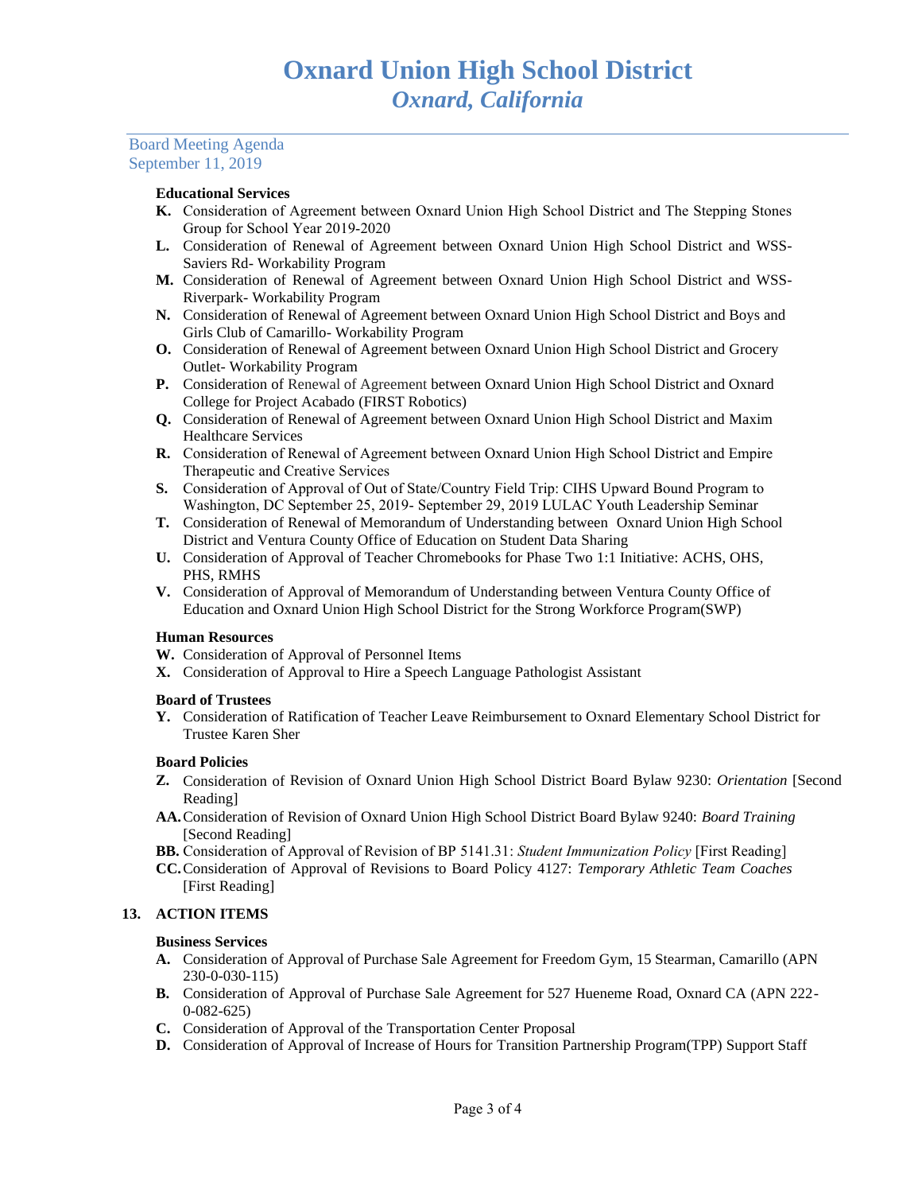# Oxnard Union High School District
## *Oxnard, California*

Board Meeting Agenda
September 11, 2019

**Educational Services**

- **K.** Consideration of Agreement between Oxnard Union High School District and The Stepping Stones Group for School Year 2019-2020
- **L.** Consideration of Renewal of Agreement between Oxnard Union High School District and WSS-Saviers Rd- Workability Program
- **M.** Consideration of Renewal of Agreement between Oxnard Union High School District and WSS-Riverpark- Workability Program
- **N.** Consideration of Renewal of Agreement between Oxnard Union High School District and Boys and Girls Club of Camarillo- Workability Program
- **O.** Consideration of Renewal of Agreement between Oxnard Union High School District and Grocery Outlet- Workability Program
- **P.** Consideration of Renewal of Agreement between Oxnard Union High School District and Oxnard College for Project Acabado (FIRST Robotics)
- **Q.** Consideration of Renewal of Agreement between Oxnard Union High School District and Maxim Healthcare Services
- **R.** Consideration of Renewal of Agreement between Oxnard Union High School District and Empire Therapeutic and Creative Services
- **S.** Consideration of Approval of Out of State/Country Field Trip: CIHS Upward Bound Program to Washington, DC September 25, 2019- September 29, 2019 LULAC Youth Leadership Seminar
- **T.** Consideration of Renewal of Memorandum of Understanding between Oxnard Union High School District and Ventura County Office of Education on Student Data Sharing
- **U.** Consideration of Approval of Teacher Chromebooks for Phase Two 1:1 Initiative: ACHS, OHS, PHS, RMHS
- **V.** Consideration of Approval of Memorandum of Understanding between Ventura County Office of Education and Oxnard Union High School District for the Strong Workforce Program(SWP)

**Human Resources**

- **W.** Consideration of Approval of Personnel Items
- **X.** Consideration of Approval to Hire a Speech Language Pathologist Assistant

**Board of Trustees**

- **Y.** Consideration of Ratification of Teacher Leave Reimbursement to Oxnard Elementary School District for Trustee Karen Sher

**Board Policies**

- **Z.** Consideration of Revision of Oxnard Union High School District Board Bylaw 9230: *Orientation* [Second Reading]
- **AA.** Consideration of Revision of Oxnard Union High School District Board Bylaw 9240: *Board Training* [Second Reading]
- **BB.** Consideration of Approval of Revision of BP 5141.31: *Student Immunization Policy* [First Reading]
- **CC.** Consideration of Approval of Revisions to Board Policy 4127: *Temporary Athletic Team Coaches* [First Reading]

## 13. ACTION ITEMS

**Business Services**

- **A.** Consideration of Approval of Purchase Sale Agreement for Freedom Gym, 15 Stearman, Camarillo (APN 230-0-030-115)
- **B.** Consideration of Approval of Purchase Sale Agreement for 527 Hueneme Road, Oxnard CA (APN 222-0-082-625)
- **C.** Consideration of Approval of the Transportation Center Proposal
- **D.** Consideration of Approval of Increase of Hours for Transition Partnership Program(TPP) Support Staff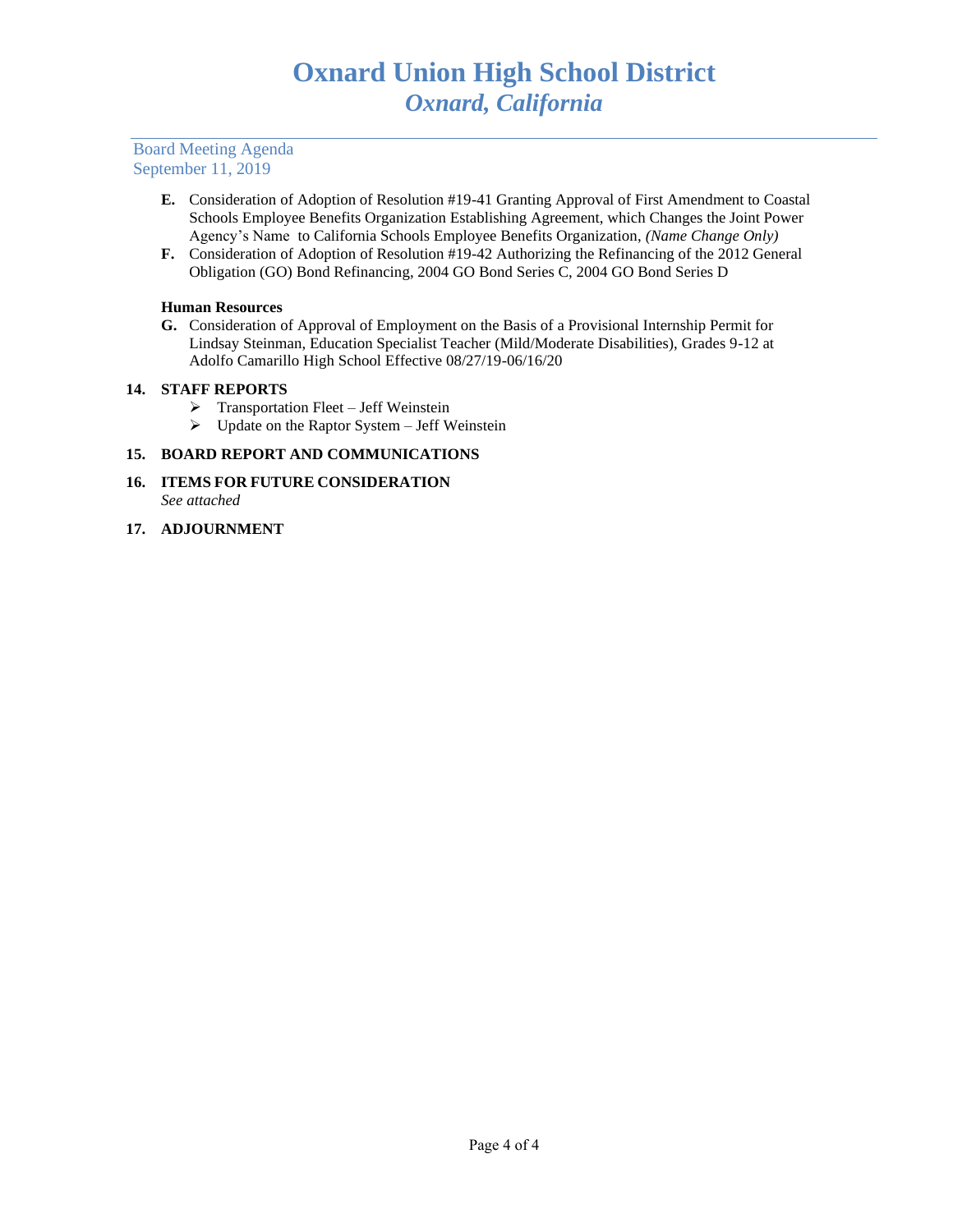**E.** Consideration of Adoption of Resolution #19-41 Granting Approval of First Amendment to Coastal Schools Employee Benefits Organization Establishing Agreement, which Changes the Joint Power Agency's Name to California Schools Employee Benefits Organization, *(Name Change Only)*

**F.** Consideration of Adoption of Resolution #19-42 Authorizing the Refinancing of the 2012 General Obligation (GO) Bond Refinancing, 2004 GO Bond Series C, 2004 GO Bond Series D

**Human Resources**

**G.** Consideration of Approval of Employment on the Basis of a Provisional Internship Permit for Lindsay Steinman, Education Specialist Teacher (Mild/Moderate Disabilities), Grades 9-12 at Adolfo Camarillo High School Effective 08/27/19-06/16/20

**14. STAFF REPORTS**

- Transportation Fleet – Jeff Weinstein
- Update on the Raptor System – Jeff Weinstein

**15. BOARD REPORT AND COMMUNICATIONS**

**16. ITEMS FOR FUTURE CONSIDERATION**

*See attached*

**17. ADJOURNMENT**